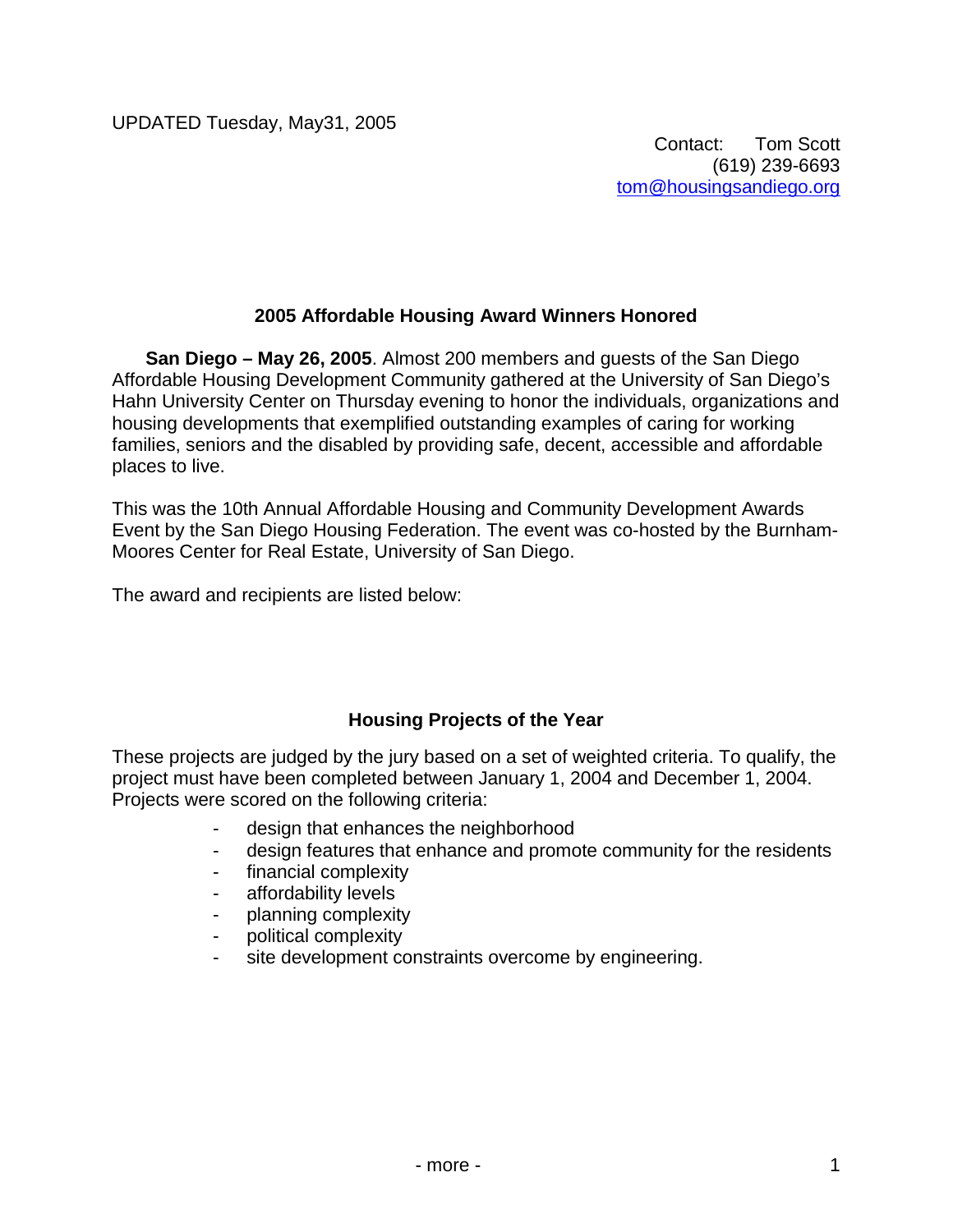UPDATED Tuesday, May31, 2005

Contact: Tom Scott
(619) 239-6693
tom@housingsandiego.org

## 2005 Affordable Housing Award Winners Honored

**San Diego – May 26, 2005**. Almost 200 members and guests of the San Diego Affordable Housing Development Community gathered at the University of San Diego's Hahn University Center on Thursday evening to honor the individuals, organizations and housing developments that exemplified outstanding examples of caring for working families, seniors and the disabled by providing safe, decent, accessible and affordable places to live.

This was the 10th Annual Affordable Housing and Community Development Awards Event by the San Diego Housing Federation. The event was co-hosted by the Burnham-Moores Center for Real Estate, University of San Diego.

The award and recipients are listed below:

### Housing Projects of the Year

These projects are judged by the jury based on a set of weighted criteria. To qualify, the project must have been completed between January 1, 2004 and December 1, 2004. Projects were scored on the following criteria:

- design that enhances the neighborhood
- design features that enhance and promote community for the residents
- financial complexity
- affordability levels
- planning complexity
- political complexity
- site development constraints overcome by engineering.

- more -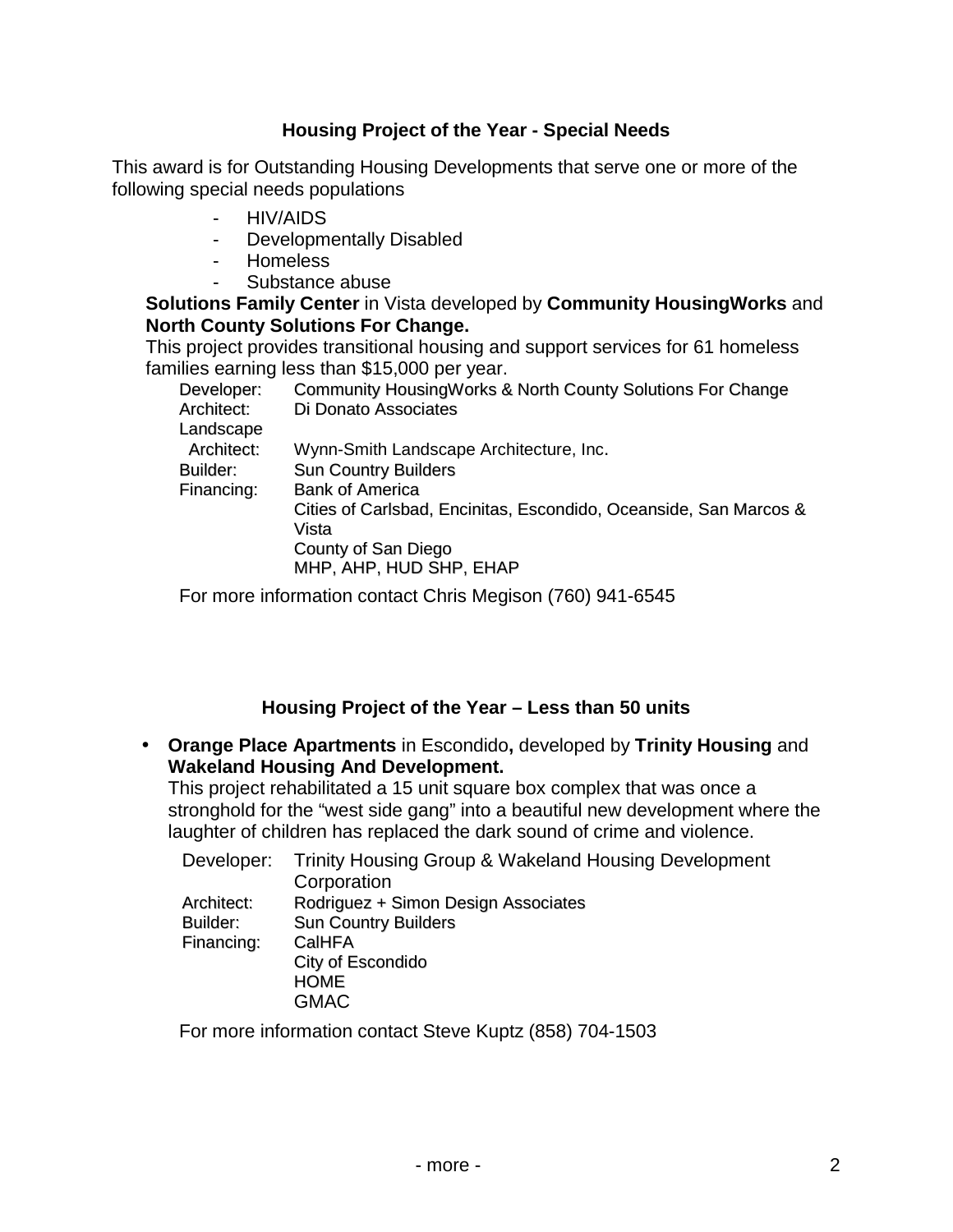### Housing Project of the Year - Special Needs

This award is for Outstanding Housing Developments that serve one or more of the following special needs populations

- HIV/AIDS
- Developmentally Disabled
- Homeless
- Substance abuse

**Solutions Family Center** in Vista developed by **Community HousingWorks** and **North County Solutions For Change.**

This project provides transitional housing and support services for 61 homeless families earning less than $15,000 per year.

| | |
|---|---|
| Developer: | Community HousingWorks & North County Solutions For Change |
| Architect: | Di Donato Associates |
| Landscape Architect: | Wynn-Smith Landscape Architecture, Inc. |
| Builder: | Sun Country Builders |
| Financing: | Bank of America |
| | Cities of Carlsbad, Encinitas, Escondido, Oceanside, San Marcos & Vista |
| | County of San Diego |
| | MHP, AHP, HUD SHP, EHAP |

For more information contact Chris Megison (760) 941-6545

### Housing Project of the Year – Less than 50 units

- **Orange Place Apartments** in Escondido**,** developed by **Trinity Housing** and **Wakeland Housing And Development.**
  This project rehabilitated a 15 unit square box complex that was once a stronghold for the "west side gang" into a beautiful new development where the laughter of children has replaced the dark sound of crime and violence.

| | |
|---|---|
| Developer: | Trinity Housing Group & Wakeland Housing Development Corporation |
| Architect: | Rodriguez + Simon Design Associates |
| Builder: | Sun Country Builders |
| Financing: | CalHFA |
| | City of Escondido |
| | HOME |
| | GMAC |

For more information contact Steve Kuptz (858) 704-1503

- more -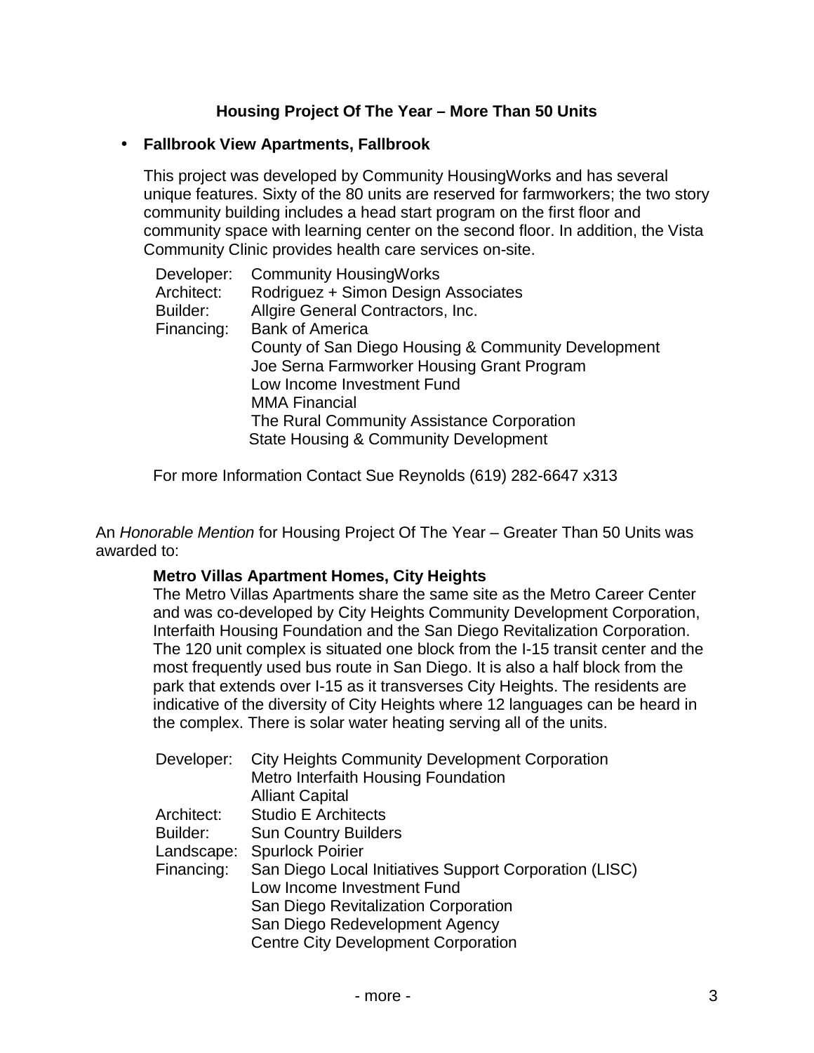## Housing Project Of The Year – More Than 50 Units

- **Fallbrook View Apartments, Fallbrook**

  This project was developed by Community HousingWorks and has several unique features. Sixty of the 80 units are reserved for farmworkers; the two story community building includes a head start program on the first floor and community space with learning center on the second floor. In addition, the Vista Community Clinic provides health care services on-site.

  Developer: Community HousingWorks
  Architect: Rodriguez + Simon Design Associates
  Builder: Allgire General Contractors, Inc.
  Financing: Bank of America
  County of San Diego Housing & Community Development
  Joe Serna Farmworker Housing Grant Program
  Low Income Investment Fund
  MMA Financial
  The Rural Community Assistance Corporation
  State Housing & Community Development

  For more Information Contact Sue Reynolds (619) 282-6647 x313

An *Honorable Mention* for Housing Project Of The Year – Greater Than 50 Units was awarded to:

**Metro Villas Apartment Homes, City Heights**

The Metro Villas Apartments share the same site as the Metro Career Center and was co-developed by City Heights Community Development Corporation, Interfaith Housing Foundation and the San Diego Revitalization Corporation. The 120 unit complex is situated one block from the I-15 transit center and the most frequently used bus route in San Diego. It is also a half block from the park that extends over I-15 as it transverses City Heights. The residents are indicative of the diversity of City Heights where 12 languages can be heard in the complex. There is solar water heating serving all of the units.

Developer: City Heights Community Development Corporation
Metro Interfaith Housing Foundation
Alliant Capital
Architect: Studio E Architects
Builder: Sun Country Builders
Landscape: Spurlock Poirier
Financing: San Diego Local Initiatives Support Corporation (LISC)
Low Income Investment Fund
San Diego Revitalization Corporation
San Diego Redevelopment Agency
Centre City Development Corporation

- more -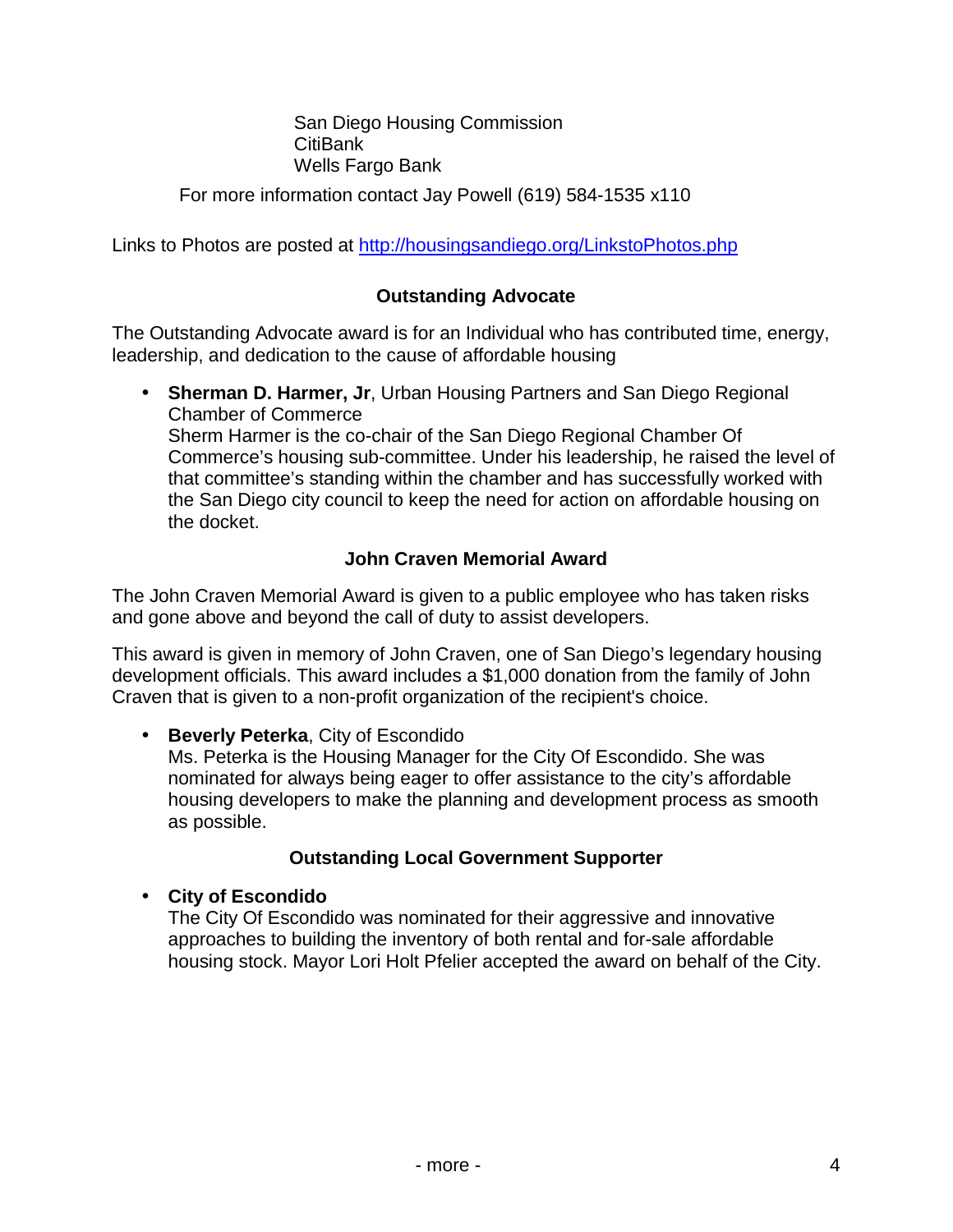San Diego Housing Commission
CitiBank
Wells Fargo Bank

For more information contact Jay Powell (619) 584-1535 x110

Links to Photos are posted at [http://housingsandiego.org/LinkstoPhotos.php](http://housingsandiego.org/LinkstoPhotos.php)

### Outstanding Advocate

The Outstanding Advocate award is for an Individual who has contributed time, energy, leadership, and dedication to the cause of affordable housing

- **Sherman D. Harmer, Jr**, Urban Housing Partners and San Diego Regional Chamber of Commerce
  Sherm Harmer is the co-chair of the San Diego Regional Chamber Of Commerce's housing sub-committee. Under his leadership, he raised the level of that committee's standing within the chamber and has successfully worked with the San Diego city council to keep the need for action on affordable housing on the docket.

### John Craven Memorial Award

The John Craven Memorial Award is given to a public employee who has taken risks and gone above and beyond the call of duty to assist developers.

This award is given in memory of John Craven, one of San Diego's legendary housing development officials. This award includes a $1,000 donation from the family of John Craven that is given to a non-profit organization of the recipient's choice.

- **Beverly Peterka**, City of Escondido
  Ms. Peterka is the Housing Manager for the City Of Escondido. She was nominated for always being eager to offer assistance to the city's affordable housing developers to make the planning and development process as smooth as possible.

### Outstanding Local Government Supporter

- **City of Escondido**
  The City Of Escondido was nominated for their aggressive and innovative approaches to building the inventory of both rental and for-sale affordable housing stock. Mayor Lori Holt Pfelier accepted the award on behalf of the City.

\- more -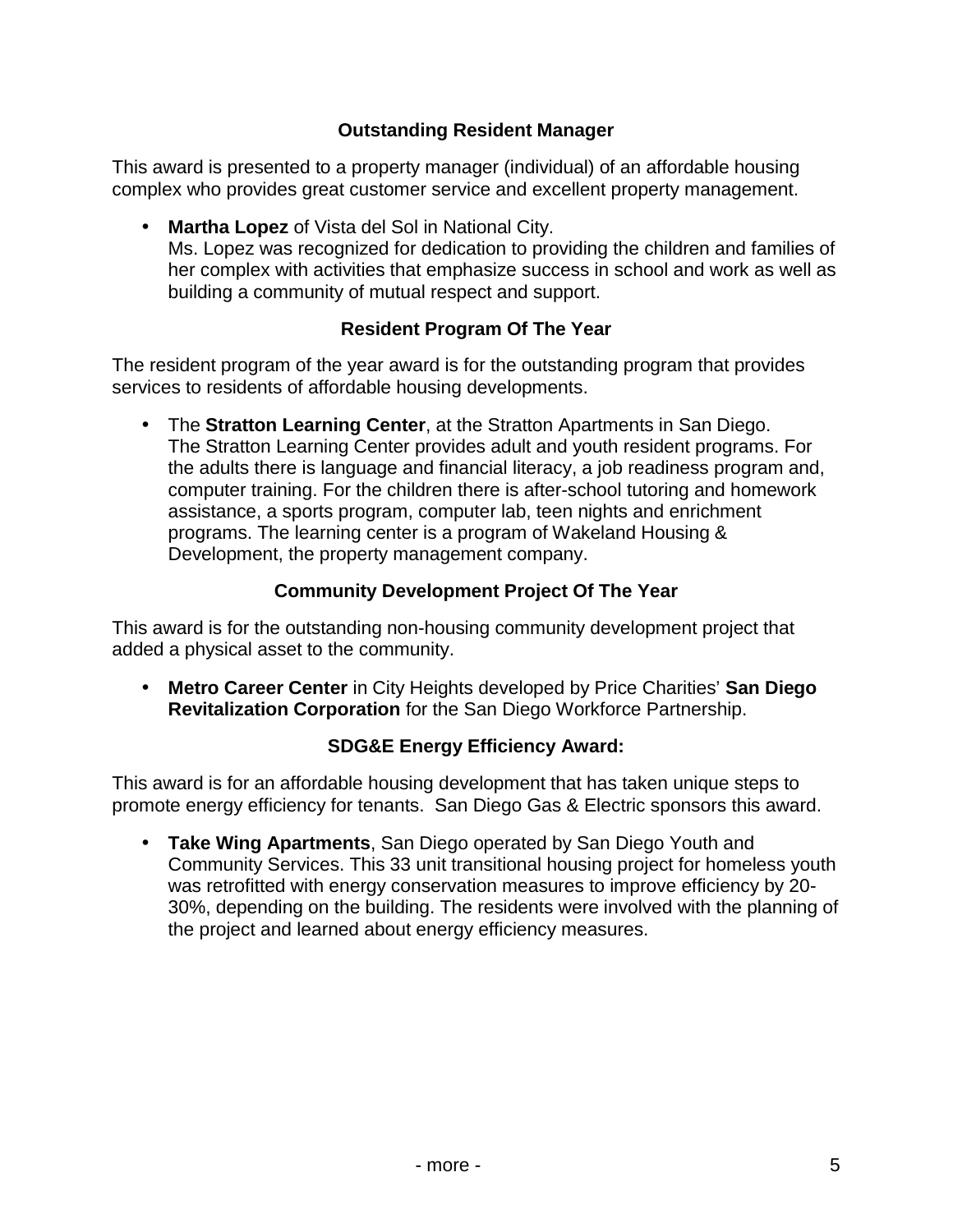### Outstanding Resident Manager

This award is presented to a property manager (individual) of an affordable housing complex who provides great customer service and excellent property management.

- **Martha Lopez** of Vista del Sol in National City.
  Ms. Lopez was recognized for dedication to providing the children and families of her complex with activities that emphasize success in school and work as well as building a community of mutual respect and support.

### Resident Program Of The Year

The resident program of the year award is for the outstanding program that provides services to residents of affordable housing developments.

- The **Stratton Learning Center**, at the Stratton Apartments in San Diego.
  The Stratton Learning Center provides adult and youth resident programs. For the adults there is language and financial literacy, a job readiness program and, computer training. For the children there is after-school tutoring and homework assistance, a sports program, computer lab, teen nights and enrichment programs. The learning center is a program of Wakeland Housing & Development, the property management company.

### Community Development Project Of The Year

This award is for the outstanding non-housing community development project that added a physical asset to the community.

- **Metro Career Center** in City Heights developed by Price Charities' **San Diego Revitalization Corporation** for the San Diego Workforce Partnership.

### SDG&E Energy Efficiency Award:

This award is for an affordable housing development that has taken unique steps to promote energy efficiency for tenants. San Diego Gas & Electric sponsors this award.

- **Take Wing Apartments**, San Diego operated by San Diego Youth and Community Services. This 33 unit transitional housing project for homeless youth was retrofitted with energy conservation measures to improve efficiency by 20-30%, depending on the building. The residents were involved with the planning of the project and learned about energy efficiency measures.

- more -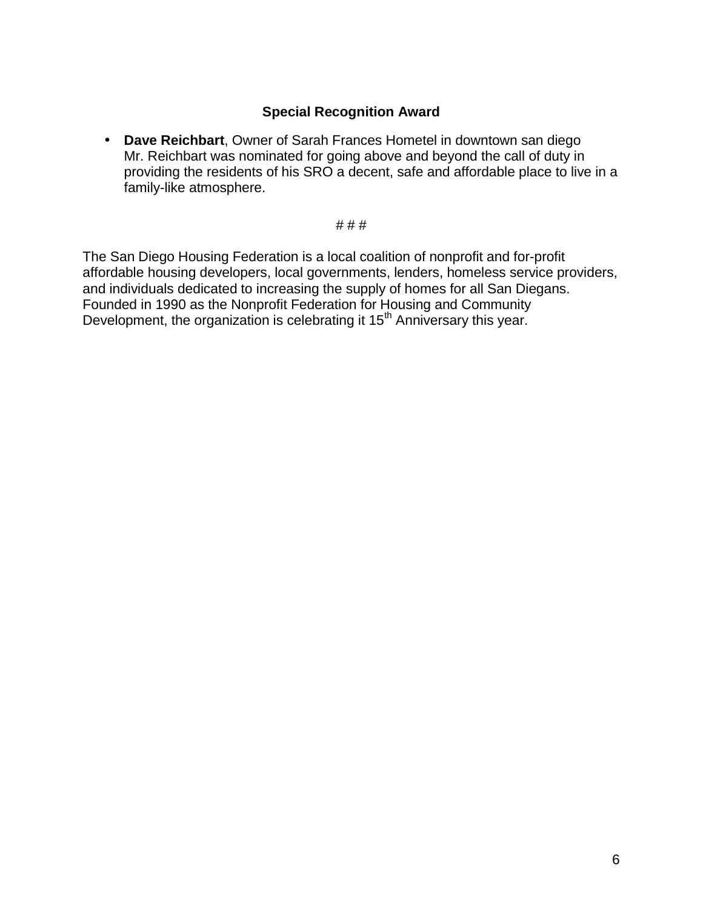### Special Recognition Award

- **Dave Reichbart**, Owner of Sarah Frances Hometel in downtown san diego
  Mr. Reichbart was nominated for going above and beyond the call of duty in providing the residents of his SRO a decent, safe and affordable place to live in a family-like atmosphere.

# # #

The San Diego Housing Federation is a local coalition of nonprofit and for-profit affordable housing developers, local governments, lenders, homeless service providers, and individuals dedicated to increasing the supply of homes for all San Diegans. Founded in 1990 as the Nonprofit Federation for Housing and Community Development, the organization is celebrating it 15th Anniversary this year.